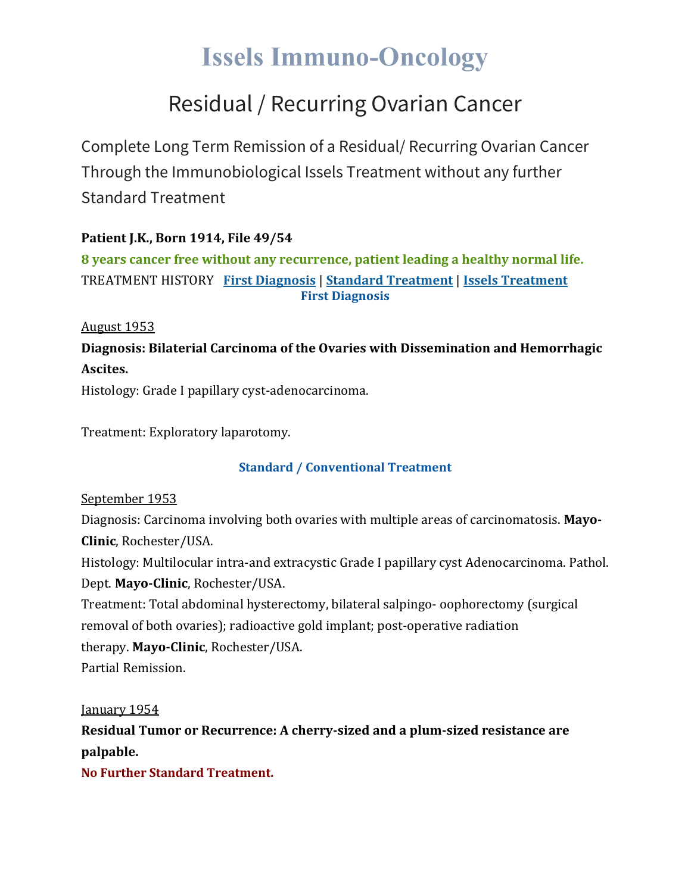# Issels Immuno-Oncology

## Residual / Recurring Ovarian Cancer

Complete Long Term Remission of a Residual/ Recurring Ovarian Cancer Through the Immunobiological Issels Treatment without any further Standard Treatment

**Patient J.K., Born 1914, File 49/54**

**8 years cancer free without any recurrence, patient leading a healthy normal life.**

TREATMENT HISTORY **First Diagnosis** | **Standard Treatment** | **Issels Treatment**

### First Diagnosis

August 1953

**Diagnosis: Bilaterial Carcinoma of the Ovaries with Dissemination and Hemorrhagic Ascites.**

Histology: Grade I papillary cyst-adenocarcinoma.

Treatment: Exploratory laparotomy.

### Standard / Conventional Treatment

September 1953

Diagnosis: Carcinoma involving both ovaries with multiple areas of carcinomatosis. **Mayo-Clinic**, Rochester/USA.

Histology: Multilocular intra-and extracystic Grade I papillary cyst Adenocarcinoma. Pathol. Dept. **Mayo-Clinic**, Rochester/USA.

Treatment: Total abdominal hysterectomy, bilateral salpingo- oophorectomy (surgical removal of both ovaries); radioactive gold implant; post-operative radiation therapy. **Mayo-Clinic**, Rochester/USA.

Partial Remission.

January 1954

**Residual Tumor or Recurrence: A cherry-sized and a plum-sized resistance are palpable.**

**No Further Standard Treatment.**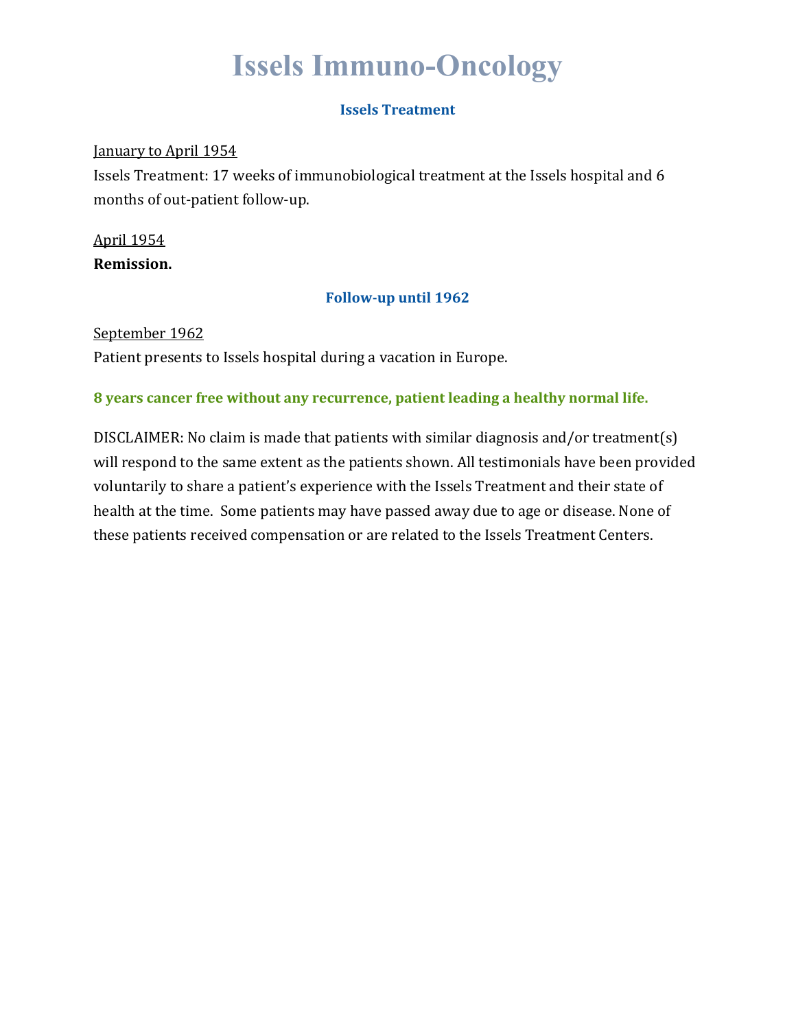# Issels Immuno-Oncology

### Issels Treatment

<u>January to April 1954</u>
Issels Treatment: 17 weeks of immunobiological treatment at the Issels hospital and 6 months of out-patient follow-up.

<u>April 1954</u>
**Remission.**

### Follow-up until 1962

<u>September 1962</u>
Patient presents to Issels hospital during a vacation in Europe.

**8 years cancer free without any recurrence, patient leading a healthy normal life.**

DISCLAIMER: No claim is made that patients with similar diagnosis and/or treatment(s) will respond to the same extent as the patients shown. All testimonials have been provided voluntarily to share a patient's experience with the Issels Treatment and their state of health at the time. Some patients may have passed away due to age or disease. None of these patients received compensation or are related to the Issels Treatment Centers.